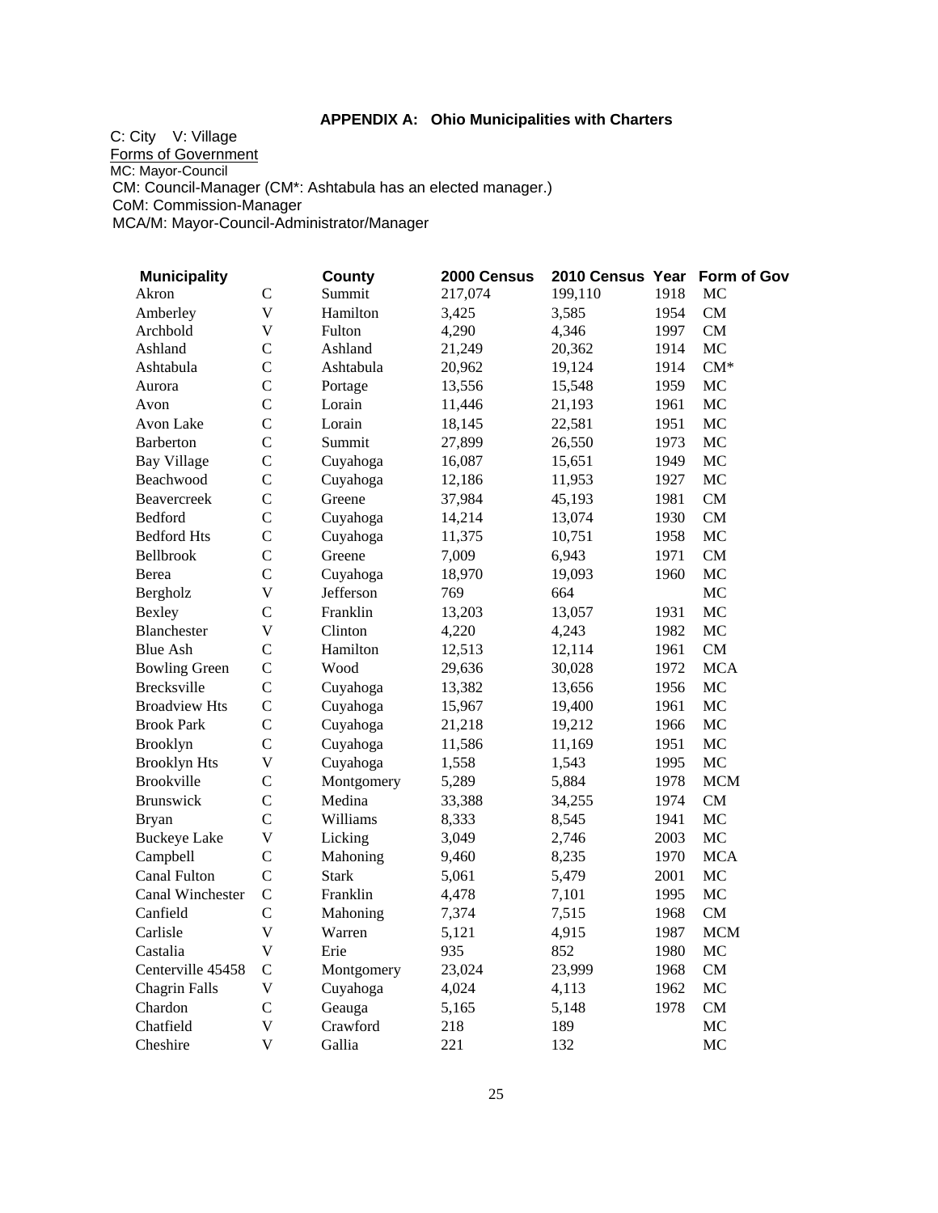## APPENDIX A: Ohio Municipalities with Charters

C: City   V: Village

Forms of Government

MC: Mayor-Council

CM: Council-Manager (CM*: Ashtabula has an elected manager.)

CoM: Commission-Manager

MCA/M: Mayor-Council-Administrator/Manager

| Municipality | | County | 2000 Census | 2010 Census | Year | Form of Gov |
|---|---|---|---|---|---|---|
| Akron | C | Summit | 217,074 | 199,110 | 1918 | MC |
| Amberley | V | Hamilton | 3,425 | 3,585 | 1954 | CM |
| Archbold | V | Fulton | 4,290 | 4,346 | 1997 | CM |
| Ashland | C | Ashland | 21,249 | 20,362 | 1914 | MC |
| Ashtabula | C | Ashtabula | 20,962 | 19,124 | 1914 | CM* |
| Aurora | C | Portage | 13,556 | 15,548 | 1959 | MC |
| Avon | C | Lorain | 11,446 | 21,193 | 1961 | MC |
| Avon Lake | C | Lorain | 18,145 | 22,581 | 1951 | MC |
| Barberton | C | Summit | 27,899 | 26,550 | 1973 | MC |
| Bay Village | C | Cuyahoga | 16,087 | 15,651 | 1949 | MC |
| Beachwood | C | Cuyahoga | 12,186 | 11,953 | 1927 | MC |
| Beavercreek | C | Greene | 37,984 | 45,193 | 1981 | CM |
| Bedford | C | Cuyahoga | 14,214 | 13,074 | 1930 | CM |
| Bedford Hts | C | Cuyahoga | 11,375 | 10,751 | 1958 | MC |
| Bellbrook | C | Greene | 7,009 | 6,943 | 1971 | CM |
| Berea | C | Cuyahoga | 18,970 | 19,093 | 1960 | MC |
| Bergholz | V | Jefferson | 769 | 664 | | MC |
| Bexley | C | Franklin | 13,203 | 13,057 | 1931 | MC |
| Blanchester | V | Clinton | 4,220 | 4,243 | 1982 | MC |
| Blue Ash | C | Hamilton | 12,513 | 12,114 | 1961 | CM |
| Bowling Green | C | Wood | 29,636 | 30,028 | 1972 | MCA |
| Brecksville | C | Cuyahoga | 13,382 | 13,656 | 1956 | MC |
| Broadview Hts | C | Cuyahoga | 15,967 | 19,400 | 1961 | MC |
| Brook Park | C | Cuyahoga | 21,218 | 19,212 | 1966 | MC |
| Brooklyn | C | Cuyahoga | 11,586 | 11,169 | 1951 | MC |
| Brooklyn Hts | V | Cuyahoga | 1,558 | 1,543 | 1995 | MC |
| Brookville | C | Montgomery | 5,289 | 5,884 | 1978 | MCM |
| Brunswick | C | Medina | 33,388 | 34,255 | 1974 | CM |
| Bryan | C | Williams | 8,333 | 8,545 | 1941 | MC |
| Buckeye Lake | V | Licking | 3,049 | 2,746 | 2003 | MC |
| Campbell | C | Mahoning | 9,460 | 8,235 | 1970 | MCA |
| Canal Fulton | C | Stark | 5,061 | 5,479 | 2001 | MC |
| Canal Winchester | C | Franklin | 4,478 | 7,101 | 1995 | MC |
| Canfield | C | Mahoning | 7,374 | 7,515 | 1968 | CM |
| Carlisle | V | Warren | 5,121 | 4,915 | 1987 | MCM |
| Castalia | V | Erie | 935 | 852 | 1980 | MC |
| Centerville 45458 | C | Montgomery | 23,024 | 23,999 | 1968 | CM |
| Chagrin Falls | V | Cuyahoga | 4,024 | 4,113 | 1962 | MC |
| Chardon | C | Geauga | 5,165 | 5,148 | 1978 | CM |
| Chatfield | V | Crawford | 218 | 189 | | MC |
| Cheshire | V | Gallia | 221 | 132 | | MC |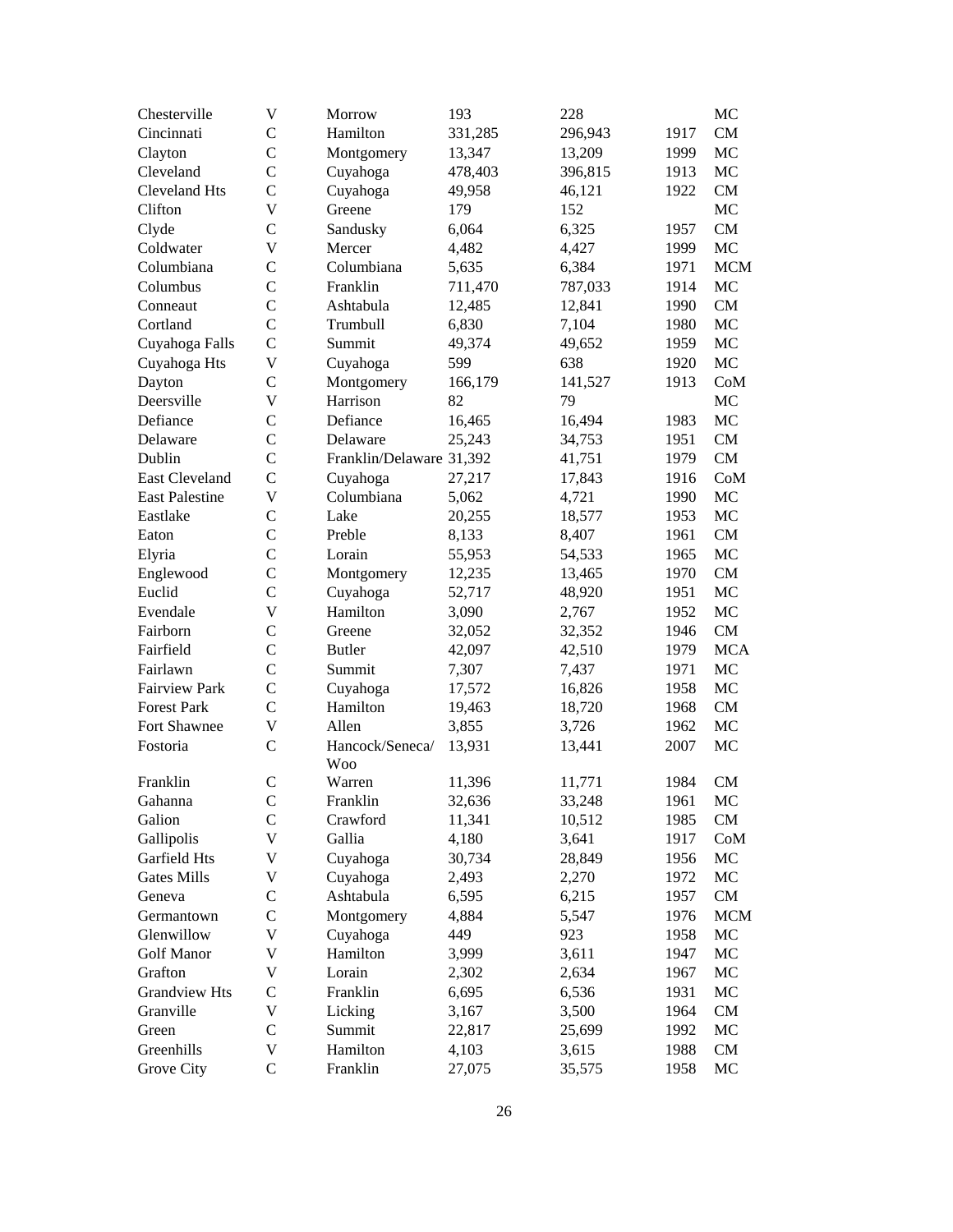| | | | | | | |
|---|---|---|---|---|---|---|
| Chesterville | V | Morrow | 193 | 228 | | MC |
| Cincinnati | C | Hamilton | 331,285 | 296,943 | 1917 | CM |
| Clayton | C | Montgomery | 13,347 | 13,209 | 1999 | MC |
| Cleveland | C | Cuyahoga | 478,403 | 396,815 | 1913 | MC |
| Cleveland Hts | C | Cuyahoga | 49,958 | 46,121 | 1922 | CM |
| Clifton | V | Greene | 179 | 152 | | MC |
| Clyde | C | Sandusky | 6,064 | 6,325 | 1957 | CM |
| Coldwater | V | Mercer | 4,482 | 4,427 | 1999 | MC |
| Columbiana | C | Columbiana | 5,635 | 6,384 | 1971 | MCM |
| Columbus | C | Franklin | 711,470 | 787,033 | 1914 | MC |
| Conneaut | C | Ashtabula | 12,485 | 12,841 | 1990 | CM |
| Cortland | C | Trumbull | 6,830 | 7,104 | 1980 | MC |
| Cuyahoga Falls | C | Summit | 49,374 | 49,652 | 1959 | MC |
| Cuyahoga Hts | V | Cuyahoga | 599 | 638 | 1920 | MC |
| Dayton | C | Montgomery | 166,179 | 141,527 | 1913 | CoM |
| Deersville | V | Harrison | 82 | 79 | | MC |
| Defiance | C | Defiance | 16,465 | 16,494 | 1983 | MC |
| Delaware | C | Delaware | 25,243 | 34,753 | 1951 | CM |
| Dublin | C | Franklin/Delaware | 31,392 | 41,751 | 1979 | CM |
| East Cleveland | C | Cuyahoga | 27,217 | 17,843 | 1916 | CoM |
| East Palestine | V | Columbiana | 5,062 | 4,721 | 1990 | MC |
| Eastlake | C | Lake | 20,255 | 18,577 | 1953 | MC |
| Eaton | C | Preble | 8,133 | 8,407 | 1961 | CM |
| Elyria | C | Lorain | 55,953 | 54,533 | 1965 | MC |
| Englewood | C | Montgomery | 12,235 | 13,465 | 1970 | CM |
| Euclid | C | Cuyahoga | 52,717 | 48,920 | 1951 | MC |
| Evendale | V | Hamilton | 3,090 | 2,767 | 1952 | MC |
| Fairborn | C | Greene | 32,052 | 32,352 | 1946 | CM |
| Fairfield | C | Butler | 42,097 | 42,510 | 1979 | MCA |
| Fairlawn | C | Summit | 7,307 | 7,437 | 1971 | MC |
| Fairview Park | C | Cuyahoga | 17,572 | 16,826 | 1958 | MC |
| Forest Park | C | Hamilton | 19,463 | 18,720 | 1968 | CM |
| Fort Shawnee | V | Allen | 3,855 | 3,726 | 1962 | MC |
| Fostoria | C | Hancock/Seneca/Woo | 13,931 | 13,441 | 2007 | MC |
| Franklin | C | Warren | 11,396 | 11,771 | 1984 | CM |
| Gahanna | C | Franklin | 32,636 | 33,248 | 1961 | MC |
| Galion | C | Crawford | 11,341 | 10,512 | 1985 | CM |
| Gallipolis | V | Gallia | 4,180 | 3,641 | 1917 | CoM |
| Garfield Hts | V | Cuyahoga | 30,734 | 28,849 | 1956 | MC |
| Gates Mills | V | Cuyahoga | 2,493 | 2,270 | 1972 | MC |
| Geneva | C | Ashtabula | 6,595 | 6,215 | 1957 | CM |
| Germantown | C | Montgomery | 4,884 | 5,547 | 1976 | MCM |
| Glenwillow | V | Cuyahoga | 449 | 923 | 1958 | MC |
| Golf Manor | V | Hamilton | 3,999 | 3,611 | 1947 | MC |
| Grafton | V | Lorain | 2,302 | 2,634 | 1967 | MC |
| Grandview Hts | C | Franklin | 6,695 | 6,536 | 1931 | MC |
| Granville | V | Licking | 3,167 | 3,500 | 1964 | CM |
| Green | C | Summit | 22,817 | 25,699 | 1992 | MC |
| Greenhills | V | Hamilton | 4,103 | 3,615 | 1988 | CM |
| Grove City | C | Franklin | 27,075 | 35,575 | 1958 | MC |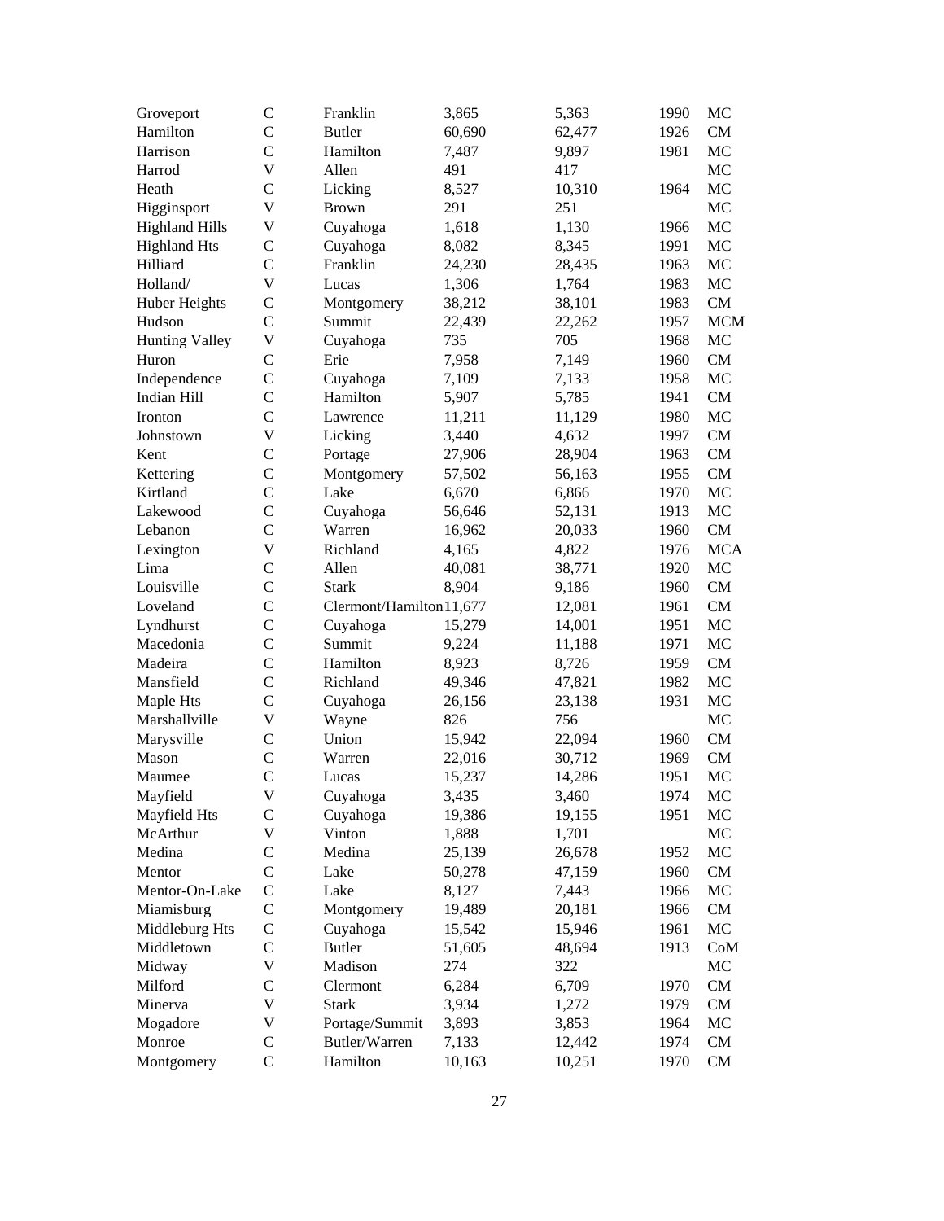| | | | | | | |
|---|---|---|---|---|---|---|
| Groveport | C | Franklin | 3,865 | 5,363 | 1990 | MC |
| Hamilton | C | Butler | 60,690 | 62,477 | 1926 | CM |
| Harrison | C | Hamilton | 7,487 | 9,897 | 1981 | MC |
| Harrod | V | Allen | 491 | 417 | | MC |
| Heath | C | Licking | 8,527 | 10,310 | 1964 | MC |
| Higginsport | V | Brown | 291 | 251 | | MC |
| Highland Hills | V | Cuyahoga | 1,618 | 1,130 | 1966 | MC |
| Highland Hts | C | Cuyahoga | 8,082 | 8,345 | 1991 | MC |
| Hilliard | C | Franklin | 24,230 | 28,435 | 1963 | MC |
| Holland/ | V | Lucas | 1,306 | 1,764 | 1983 | MC |
| Huber Heights | C | Montgomery | 38,212 | 38,101 | 1983 | CM |
| Hudson | C | Summit | 22,439 | 22,262 | 1957 | MCM |
| Hunting Valley | V | Cuyahoga | 735 | 705 | 1968 | MC |
| Huron | C | Erie | 7,958 | 7,149 | 1960 | CM |
| Independence | C | Cuyahoga | 7,109 | 7,133 | 1958 | MC |
| Indian Hill | C | Hamilton | 5,907 | 5,785 | 1941 | CM |
| Ironton | C | Lawrence | 11,211 | 11,129 | 1980 | MC |
| Johnstown | V | Licking | 3,440 | 4,632 | 1997 | CM |
| Kent | C | Portage | 27,906 | 28,904 | 1963 | CM |
| Kettering | C | Montgomery | 57,502 | 56,163 | 1955 | CM |
| Kirtland | C | Lake | 6,670 | 6,866 | 1970 | MC |
| Lakewood | C | Cuyahoga | 56,646 | 52,131 | 1913 | MC |
| Lebanon | C | Warren | 16,962 | 20,033 | 1960 | CM |
| Lexington | V | Richland | 4,165 | 4,822 | 1976 | MCA |
| Lima | C | Allen | 40,081 | 38,771 | 1920 | MC |
| Louisville | C | Stark | 8,904 | 9,186 | 1960 | CM |
| Loveland | C | Clermont/Hamilton | 11,677 | 12,081 | 1961 | CM |
| Lyndhurst | C | Cuyahoga | 15,279 | 14,001 | 1951 | MC |
| Macedonia | C | Summit | 9,224 | 11,188 | 1971 | MC |
| Madeira | C | Hamilton | 8,923 | 8,726 | 1959 | CM |
| Mansfield | C | Richland | 49,346 | 47,821 | 1982 | MC |
| Maple Hts | C | Cuyahoga | 26,156 | 23,138 | 1931 | MC |
| Marshallville | V | Wayne | 826 | 756 | | MC |
| Marysville | C | Union | 15,942 | 22,094 | 1960 | CM |
| Mason | C | Warren | 22,016 | 30,712 | 1969 | CM |
| Maumee | C | Lucas | 15,237 | 14,286 | 1951 | MC |
| Mayfield | V | Cuyahoga | 3,435 | 3,460 | 1974 | MC |
| Mayfield Hts | C | Cuyahoga | 19,386 | 19,155 | 1951 | MC |
| McArthur | V | Vinton | 1,888 | 1,701 | | MC |
| Medina | C | Medina | 25,139 | 26,678 | 1952 | MC |
| Mentor | C | Lake | 50,278 | 47,159 | 1960 | CM |
| Mentor-On-Lake | C | Lake | 8,127 | 7,443 | 1966 | MC |
| Miamisburg | C | Montgomery | 19,489 | 20,181 | 1966 | CM |
| Middleburg Hts | C | Cuyahoga | 15,542 | 15,946 | 1961 | MC |
| Middletown | C | Butler | 51,605 | 48,694 | 1913 | CoM |
| Midway | V | Madison | 274 | 322 | | MC |
| Milford | C | Clermont | 6,284 | 6,709 | 1970 | CM |
| Minerva | V | Stark | 3,934 | 1,272 | 1979 | CM |
| Mogadore | V | Portage/Summit | 3,893 | 3,853 | 1964 | MC |
| Monroe | C | Butler/Warren | 7,133 | 12,442 | 1974 | CM |
| Montgomery | C | Hamilton | 10,163 | 10,251 | 1970 | CM |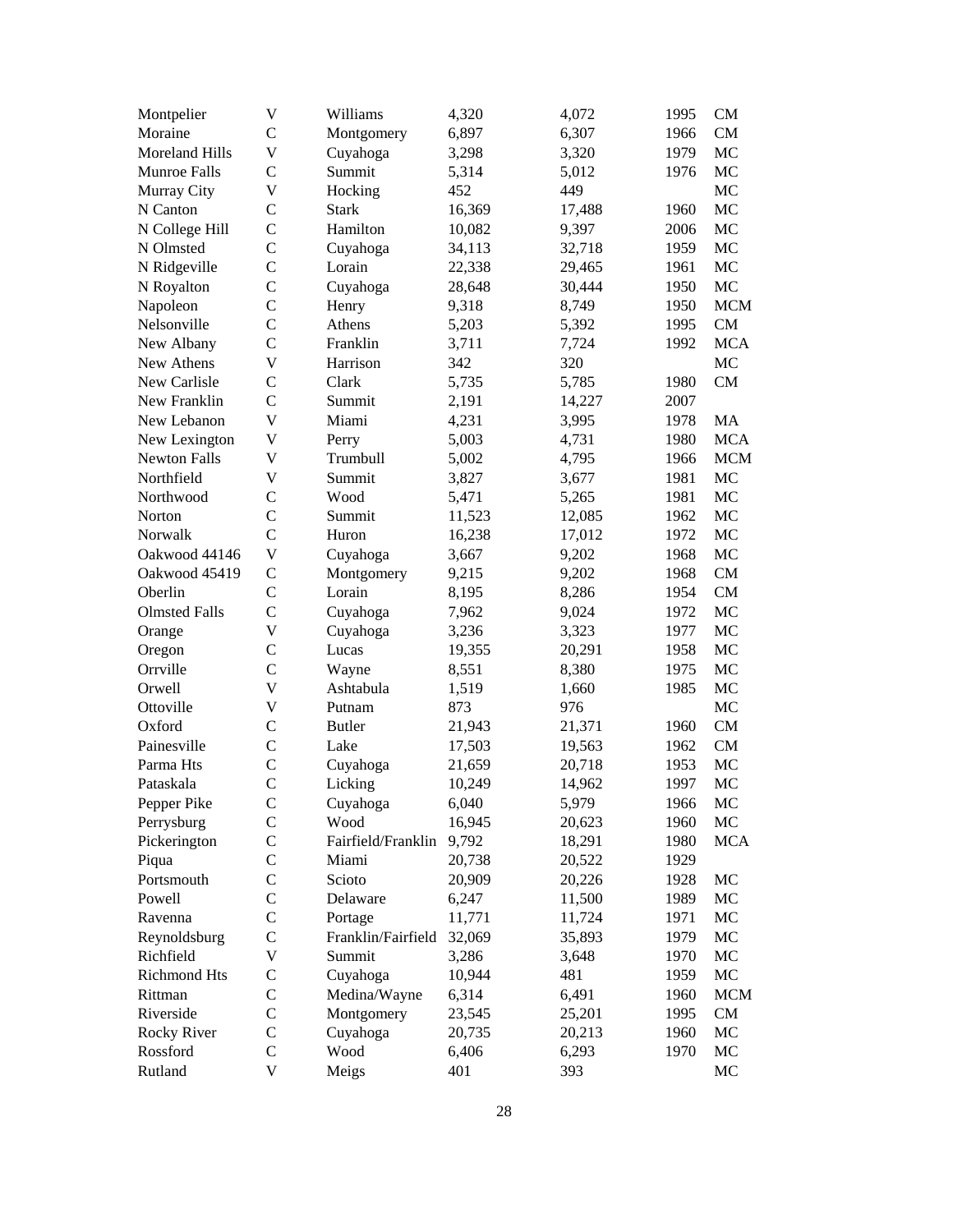| | | | | | | |
|---|---|---|---|---|---|---|
| Montpelier | V | Williams | 4,320 | 4,072 | 1995 | CM |
| Moraine | C | Montgomery | 6,897 | 6,307 | 1966 | CM |
| Moreland Hills | V | Cuyahoga | 3,298 | 3,320 | 1979 | MC |
| Munroe Falls | C | Summit | 5,314 | 5,012 | 1976 | MC |
| Murray City | V | Hocking | 452 | 449 | | MC |
| N Canton | C | Stark | 16,369 | 17,488 | 1960 | MC |
| N College Hill | C | Hamilton | 10,082 | 9,397 | 2006 | MC |
| N Olmsted | C | Cuyahoga | 34,113 | 32,718 | 1959 | MC |
| N Ridgeville | C | Lorain | 22,338 | 29,465 | 1961 | MC |
| N Royalton | C | Cuyahoga | 28,648 | 30,444 | 1950 | MC |
| Napoleon | C | Henry | 9,318 | 8,749 | 1950 | MCM |
| Nelsonville | C | Athens | 5,203 | 5,392 | 1995 | CM |
| New Albany | C | Franklin | 3,711 | 7,724 | 1992 | MCA |
| New Athens | V | Harrison | 342 | 320 | | MC |
| New Carlisle | C | Clark | 5,735 | 5,785 | 1980 | CM |
| New Franklin | C | Summit | 2,191 | 14,227 | 2007 | |
| New Lebanon | V | Miami | 4,231 | 3,995 | 1978 | MA |
| New Lexington | V | Perry | 5,003 | 4,731 | 1980 | MCA |
| Newton Falls | V | Trumbull | 5,002 | 4,795 | 1966 | MCM |
| Northfield | V | Summit | 3,827 | 3,677 | 1981 | MC |
| Northwood | C | Wood | 5,471 | 5,265 | 1981 | MC |
| Norton | C | Summit | 11,523 | 12,085 | 1962 | MC |
| Norwalk | C | Huron | 16,238 | 17,012 | 1972 | MC |
| Oakwood 44146 | V | Cuyahoga | 3,667 | 9,202 | 1968 | MC |
| Oakwood 45419 | C | Montgomery | 9,215 | 9,202 | 1968 | CM |
| Oberlin | C | Lorain | 8,195 | 8,286 | 1954 | CM |
| Olmsted Falls | C | Cuyahoga | 7,962 | 9,024 | 1972 | MC |
| Orange | V | Cuyahoga | 3,236 | 3,323 | 1977 | MC |
| Oregon | C | Lucas | 19,355 | 20,291 | 1958 | MC |
| Orrville | C | Wayne | 8,551 | 8,380 | 1975 | MC |
| Orwell | V | Ashtabula | 1,519 | 1,660 | 1985 | MC |
| Ottoville | V | Putnam | 873 | 976 | | MC |
| Oxford | C | Butler | 21,943 | 21,371 | 1960 | CM |
| Painesville | C | Lake | 17,503 | 19,563 | 1962 | CM |
| Parma Hts | C | Cuyahoga | 21,659 | 20,718 | 1953 | MC |
| Pataskala | C | Licking | 10,249 | 14,962 | 1997 | MC |
| Pepper Pike | C | Cuyahoga | 6,040 | 5,979 | 1966 | MC |
| Perrysburg | C | Wood | 16,945 | 20,623 | 1960 | MC |
| Pickerington | C | Fairfield/Franklin | 9,792 | 18,291 | 1980 | MCA |
| Piqua | C | Miami | 20,738 | 20,522 | 1929 | |
| Portsmouth | C | Scioto | 20,909 | 20,226 | 1928 | MC |
| Powell | C | Delaware | 6,247 | 11,500 | 1989 | MC |
| Ravenna | C | Portage | 11,771 | 11,724 | 1971 | MC |
| Reynoldsburg | C | Franklin/Fairfield | 32,069 | 35,893 | 1979 | MC |
| Richfield | V | Summit | 3,286 | 3,648 | 1970 | MC |
| Richmond Hts | C | Cuyahoga | 10,944 | 481 | 1959 | MC |
| Rittman | C | Medina/Wayne | 6,314 | 6,491 | 1960 | MCM |
| Riverside | C | Montgomery | 23,545 | 25,201 | 1995 | CM |
| Rocky River | C | Cuyahoga | 20,735 | 20,213 | 1960 | MC |
| Rossford | C | Wood | 6,406 | 6,293 | 1970 | MC |
| Rutland | V | Meigs | 401 | 393 | | MC |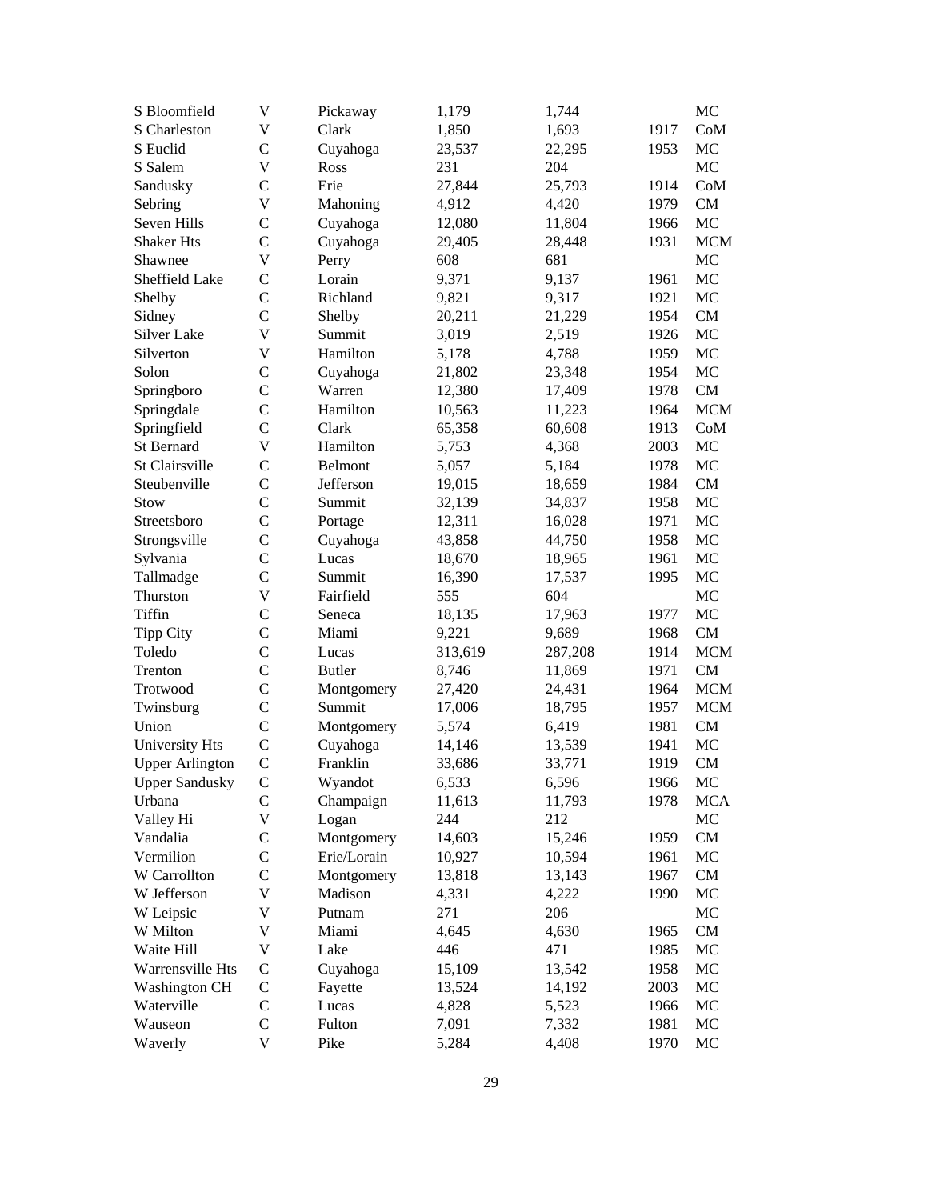| | | | | | | |
|---|---|---|---|---|---|---|
| S Bloomfield | V | Pickaway | 1,179 | 1,744 | | MC |
| S Charleston | V | Clark | 1,850 | 1,693 | 1917 | CoM |
| S Euclid | C | Cuyahoga | 23,537 | 22,295 | 1953 | MC |
| S Salem | V | Ross | 231 | 204 | | MC |
| Sandusky | C | Erie | 27,844 | 25,793 | 1914 | CoM |
| Sebring | V | Mahoning | 4,912 | 4,420 | 1979 | CM |
| Seven Hills | C | Cuyahoga | 12,080 | 11,804 | 1966 | MC |
| Shaker Hts | C | Cuyahoga | 29,405 | 28,448 | 1931 | MCM |
| Shawnee | V | Perry | 608 | 681 | | MC |
| Sheffield Lake | C | Lorain | 9,371 | 9,137 | 1961 | MC |
| Shelby | C | Richland | 9,821 | 9,317 | 1921 | MC |
| Sidney | C | Shelby | 20,211 | 21,229 | 1954 | CM |
| Silver Lake | V | Summit | 3,019 | 2,519 | 1926 | MC |
| Silverton | V | Hamilton | 5,178 | 4,788 | 1959 | MC |
| Solon | C | Cuyahoga | 21,802 | 23,348 | 1954 | MC |
| Springboro | C | Warren | 12,380 | 17,409 | 1978 | CM |
| Springdale | C | Hamilton | 10,563 | 11,223 | 1964 | MCM |
| Springfield | C | Clark | 65,358 | 60,608 | 1913 | CoM |
| St Bernard | V | Hamilton | 5,753 | 4,368 | 2003 | MC |
| St Clairsville | C | Belmont | 5,057 | 5,184 | 1978 | MC |
| Steubenville | C | Jefferson | 19,015 | 18,659 | 1984 | CM |
| Stow | C | Summit | 32,139 | 34,837 | 1958 | MC |
| Streetsboro | C | Portage | 12,311 | 16,028 | 1971 | MC |
| Strongsville | C | Cuyahoga | 43,858 | 44,750 | 1958 | MC |
| Sylvania | C | Lucas | 18,670 | 18,965 | 1961 | MC |
| Tallmadge | C | Summit | 16,390 | 17,537 | 1995 | MC |
| Thurston | V | Fairfield | 555 | 604 | | MC |
| Tiffin | C | Seneca | 18,135 | 17,963 | 1977 | MC |
| Tipp City | C | Miami | 9,221 | 9,689 | 1968 | CM |
| Toledo | C | Lucas | 313,619 | 287,208 | 1914 | MCM |
| Trenton | C | Butler | 8,746 | 11,869 | 1971 | CM |
| Trotwood | C | Montgomery | 27,420 | 24,431 | 1964 | MCM |
| Twinsburg | C | Summit | 17,006 | 18,795 | 1957 | MCM |
| Union | C | Montgomery | 5,574 | 6,419 | 1981 | CM |
| University Hts | C | Cuyahoga | 14,146 | 13,539 | 1941 | MC |
| Upper Arlington | C | Franklin | 33,686 | 33,771 | 1919 | CM |
| Upper Sandusky | C | Wyandot | 6,533 | 6,596 | 1966 | MC |
| Urbana | C | Champaign | 11,613 | 11,793 | 1978 | MCA |
| Valley Hi | V | Logan | 244 | 212 | | MC |
| Vandalia | C | Montgomery | 14,603 | 15,246 | 1959 | CM |
| Vermilion | C | Erie/Lorain | 10,927 | 10,594 | 1961 | MC |
| W Carrollton | C | Montgomery | 13,818 | 13,143 | 1967 | CM |
| W Jefferson | V | Madison | 4,331 | 4,222 | 1990 | MC |
| W Leipsic | V | Putnam | 271 | 206 | | MC |
| W Milton | V | Miami | 4,645 | 4,630 | 1965 | CM |
| Waite Hill | V | Lake | 446 | 471 | 1985 | MC |
| Warrensville Hts | C | Cuyahoga | 15,109 | 13,542 | 1958 | MC |
| Washington CH | C | Fayette | 13,524 | 14,192 | 2003 | MC |
| Waterville | C | Lucas | 4,828 | 5,523 | 1966 | MC |
| Wauseon | C | Fulton | 7,091 | 7,332 | 1981 | MC |
| Waverly | V | Pike | 5,284 | 4,408 | 1970 | MC |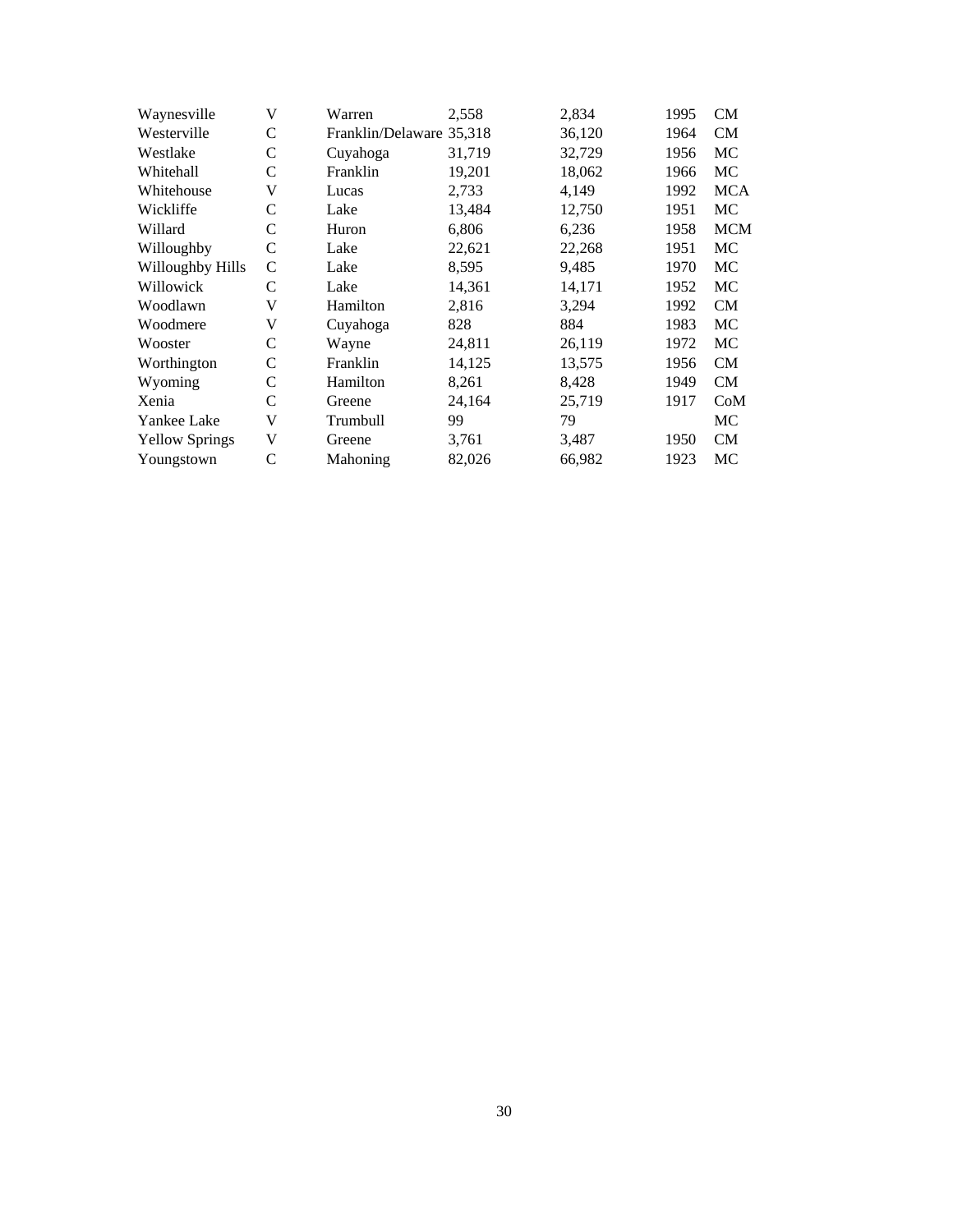| | | | | | | |
|---|---|---|---|---|---|---|
| Waynesville | V | Warren | 2,558 | 2,834 | 1995 | CM |
| Westerville | C | Franklin/Delaware | 35,318 | 36,120 | 1964 | CM |
| Westlake | C | Cuyahoga | 31,719 | 32,729 | 1956 | MC |
| Whitehall | C | Franklin | 19,201 | 18,062 | 1966 | MC |
| Whitehouse | V | Lucas | 2,733 | 4,149 | 1992 | MCA |
| Wickliffe | C | Lake | 13,484 | 12,750 | 1951 | MC |
| Willard | C | Huron | 6,806 | 6,236 | 1958 | MCM |
| Willoughby | C | Lake | 22,621 | 22,268 | 1951 | MC |
| Willoughby Hills | C | Lake | 8,595 | 9,485 | 1970 | MC |
| Willowick | C | Lake | 14,361 | 14,171 | 1952 | MC |
| Woodlawn | V | Hamilton | 2,816 | 3,294 | 1992 | CM |
| Woodmere | V | Cuyahoga | 828 | 884 | 1983 | MC |
| Wooster | C | Wayne | 24,811 | 26,119 | 1972 | MC |
| Worthington | C | Franklin | 14,125 | 13,575 | 1956 | CM |
| Wyoming | C | Hamilton | 8,261 | 8,428 | 1949 | CM |
| Xenia | C | Greene | 24,164 | 25,719 | 1917 | CoM |
| Yankee Lake | V | Trumbull | 99 | 79 | | MC |
| Yellow Springs | V | Greene | 3,761 | 3,487 | 1950 | CM |
| Youngstown | C | Mahoning | 82,026 | 66,982 | 1923 | MC |